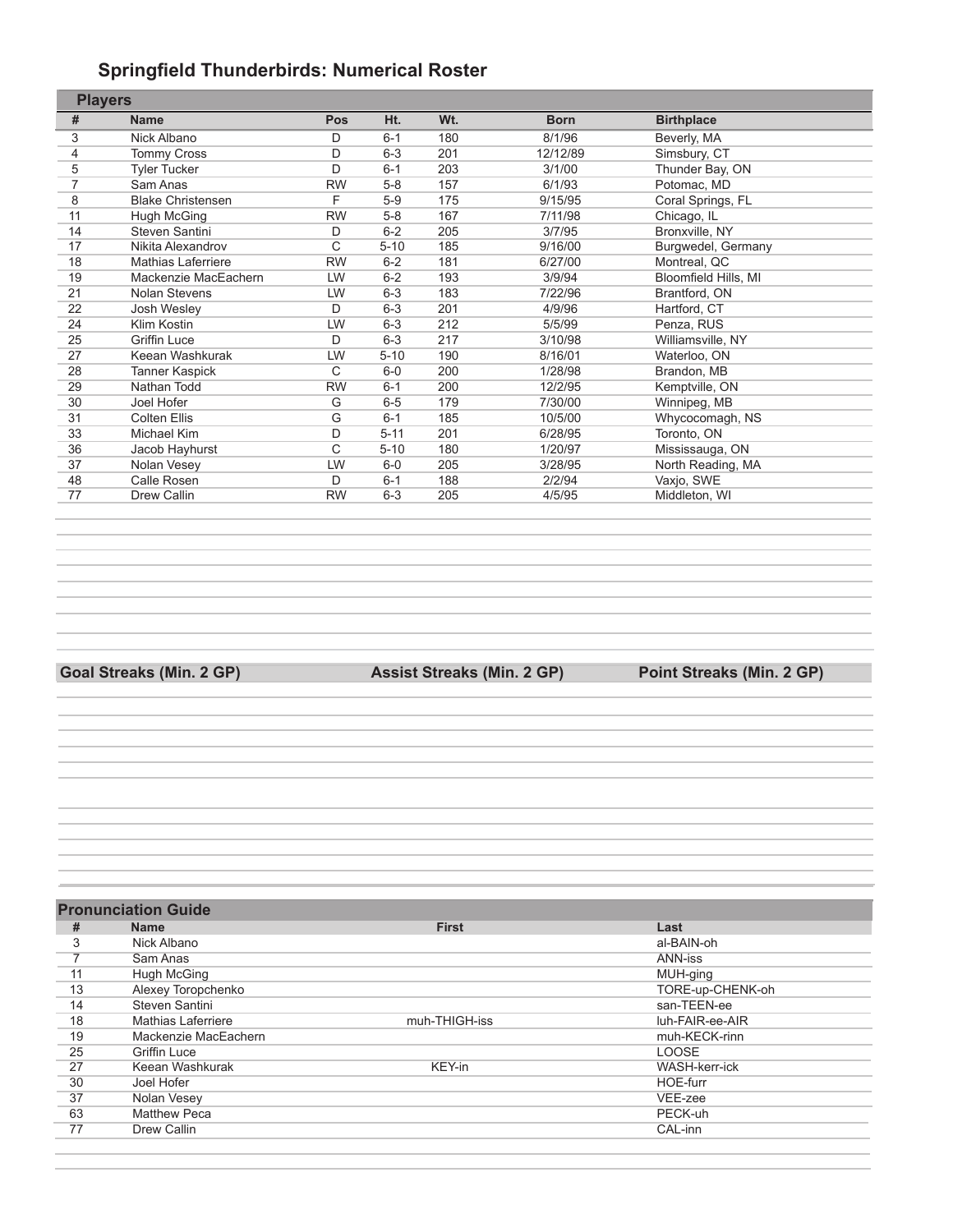# Springfield Thunderbirds: Numerical Roster

## Players

| # | Name | Pos | Ht. | Wt. | Born | Birthplace |
|---|---|---|---|---|---|---|
| 3 | Nick Albano | D | 6-1 | 180 | 8/1/96 | Beverly, MA |
| 4 | Tommy Cross | D | 6-3 | 201 | 12/12/89 | Simsbury, CT |
| 5 | Tyler Tucker | D | 6-1 | 203 | 3/1/00 | Thunder Bay, ON |
| 7 | Sam Anas | RW | 5-8 | 157 | 6/1/93 | Potomac, MD |
| 8 | Blake Christensen | F | 5-9 | 175 | 9/15/95 | Coral Springs, FL |
| 11 | Hugh McGing | RW | 5-8 | 167 | 7/11/98 | Chicago, IL |
| 14 | Steven Santini | D | 6-2 | 205 | 3/7/95 | Bronxville, NY |
| 17 | Nikita Alexandrov | C | 5-10 | 185 | 9/16/00 | Burgwedel, Germany |
| 18 | Mathias Laferriere | RW | 6-2 | 181 | 6/27/00 | Montreal, QC |
| 19 | Mackenzie MacEachern | LW | 6-2 | 193 | 3/9/94 | Bloomfield Hills, MI |
| 21 | Nolan Stevens | LW | 6-3 | 183 | 7/22/96 | Brantford, ON |
| 22 | Josh Wesley | D | 6-3 | 201 | 4/9/96 | Hartford, CT |
| 24 | Klim Kostin | LW | 6-3 | 212 | 5/5/99 | Penza, RUS |
| 25 | Griffin Luce | D | 6-3 | 217 | 3/10/98 | Williamsville, NY |
| 27 | Keean Washkurak | LW | 5-10 | 190 | 8/16/01 | Waterloo, ON |
| 28 | Tanner Kaspick | C | 6-0 | 200 | 1/28/98 | Brandon, MB |
| 29 | Nathan Todd | RW | 6-1 | 200 | 12/2/95 | Kemptville, ON |
| 30 | Joel Hofer | G | 6-5 | 179 | 7/30/00 | Winnipeg, MB |
| 31 | Colten Ellis | G | 6-1 | 185 | 10/5/00 | Whycocomagh, NS |
| 33 | Michael Kim | D | 5-11 | 201 | 6/28/95 | Toronto, ON |
| 36 | Jacob Hayhurst | C | 5-10 | 180 | 1/20/97 | Mississauga, ON |
| 37 | Nolan Vesey | LW | 6-0 | 205 | 3/28/95 | North Reading, MA |
| 48 | Calle Rosen | D | 6-1 | 188 | 2/2/94 | Vaxjo, SWE |
| 77 | Drew Callin | RW | 6-3 | 205 | 4/5/95 | Middleton, WI |

| Goal Streaks (Min. 2 GP) | Assist Streaks (Min. 2 GP) | Point Streaks (Min. 2 GP) |
|---|---|---|

## Pronunciation Guide

| # | Name | First | Last |
|---|---|---|---|
| 3 | Nick Albano | | al-BAIN-oh |
| 7 | Sam Anas | | ANN-iss |
| 11 | Hugh McGing | | MUH-ging |
| 13 | Alexey Toropchenko | | TORE-up-CHENK-oh |
| 14 | Steven Santini | | san-TEEN-ee |
| 18 | Mathias Laferriere | muh-THIGH-iss | luh-FAIR-ee-AIR |
| 19 | Mackenzie MacEachern | | muh-KECK-rinn |
| 25 | Griffin Luce | | LOOSE |
| 27 | Keean Washkurak | KEY-in | WASH-kerr-ick |
| 30 | Joel Hofer | | HOE-furr |
| 37 | Nolan Vesey | | VEE-zee |
| 63 | Matthew Peca | | PECK-uh |
| 77 | Drew Callin | | CAL-inn |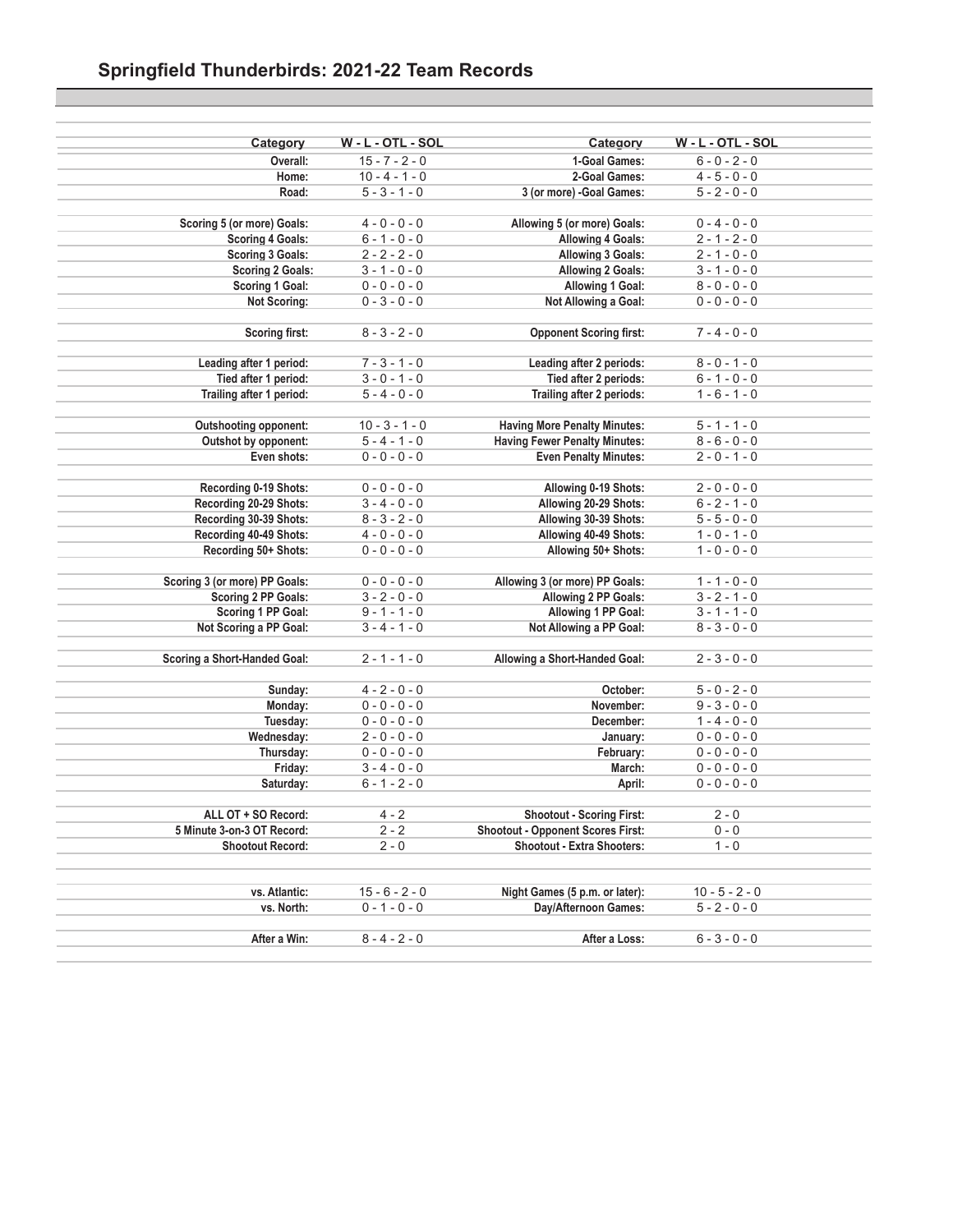# Springfield Thunderbirds: 2021-22 Team Records

| Category | W - L - OTL - SOL | Category | W - L - OTL - SOL |
|---|---|---|---|
| Overall: | 15 - 7 - 2 - 0 | 1-Goal Games: | 6 - 0 - 2 - 0 |
| Home: | 10 - 4 - 1 - 0 | 2-Goal Games: | 4 - 5 - 0 - 0 |
| Road: | 5 - 3 - 1 - 0 | 3 (or more) -Goal Games: | 5 - 2 - 0 - 0 |
| | | | |
| Scoring 5 (or more) Goals: | 4 - 0 - 0 - 0 | Allowing 5 (or more) Goals: | 0 - 4 - 0 - 0 |
| Scoring 4 Goals: | 6 - 1 - 0 - 0 | Allowing 4 Goals: | 2 - 1 - 2 - 0 |
| Scoring 3 Goals: | 2 - 2 - 2 - 0 | Allowing 3 Goals: | 2 - 1 - 0 - 0 |
| Scoring 2 Goals: | 3 - 1 - 0 - 0 | Allowing 2 Goals: | 3 - 1 - 0 - 0 |
| Scoring 1 Goal: | 0 - 0 - 0 - 0 | Allowing 1 Goal: | 8 - 0 - 0 - 0 |
| Not Scoring: | 0 - 3 - 0 - 0 | Not Allowing a Goal: | 0 - 0 - 0 - 0 |
| | | | |
| Scoring first: | 8 - 3 - 2 - 0 | Opponent Scoring first: | 7 - 4 - 0 - 0 |
| | | | |
| Leading after 1 period: | 7 - 3 - 1 - 0 | Leading after 2 periods: | 8 - 0 - 1 - 0 |
| Tied after 1 period: | 3 - 0 - 1 - 0 | Tied after 2 periods: | 6 - 1 - 0 - 0 |
| Trailing after 1 period: | 5 - 4 - 0 - 0 | Trailing after 2 periods: | 1 - 6 - 1 - 0 |
| | | | |
| Outshooting opponent: | 10 - 3 - 1 - 0 | Having More Penalty Minutes: | 5 - 1 - 1 - 0 |
| Outshot by opponent: | 5 - 4 - 1 - 0 | Having Fewer Penalty Minutes: | 8 - 6 - 0 - 0 |
| Even shots: | 0 - 0 - 0 - 0 | Even Penalty Minutes: | 2 - 0 - 1 - 0 |
| | | | |
| Recording 0-19 Shots: | 0 - 0 - 0 - 0 | Allowing 0-19 Shots: | 2 - 0 - 0 - 0 |
| Recording 20-29 Shots: | 3 - 4 - 0 - 0 | Allowing 20-29 Shots: | 6 - 2 - 1 - 0 |
| Recording 30-39 Shots: | 8 - 3 - 2 - 0 | Allowing 30-39 Shots: | 5 - 5 - 0 - 0 |
| Recording 40-49 Shots: | 4 - 0 - 0 - 0 | Allowing 40-49 Shots: | 1 - 0 - 1 - 0 |
| Recording 50+ Shots: | 0 - 0 - 0 - 0 | Allowing 50+ Shots: | 1 - 0 - 0 - 0 |
| | | | |
| Scoring 3 (or more) PP Goals: | 0 - 0 - 0 - 0 | Allowing 3 (or more) PP Goals: | 1 - 1 - 0 - 0 |
| Scoring 2 PP Goals: | 3 - 2 - 0 - 0 | Allowing 2 PP Goals: | 3 - 2 - 1 - 0 |
| Scoring 1 PP Goal: | 9 - 1 - 1 - 0 | Allowing 1 PP Goal: | 3 - 1 - 1 - 0 |
| Not Scoring a PP Goal: | 3 - 4 - 1 - 0 | Not Allowing a PP Goal: | 8 - 3 - 0 - 0 |
| | | | |
| Scoring a Short-Handed Goal: | 2 - 1 - 1 - 0 | Allowing a Short-Handed Goal: | 2 - 3 - 0 - 0 |
| | | | |
| Sunday: | 4 - 2 - 0 - 0 | October: | 5 - 0 - 2 - 0 |
| Monday: | 0 - 0 - 0 - 0 | November: | 9 - 3 - 0 - 0 |
| Tuesday: | 0 - 0 - 0 - 0 | December: | 1 - 4 - 0 - 0 |
| Wednesday: | 2 - 0 - 0 - 0 | January: | 0 - 0 - 0 - 0 |
| Thursday: | 0 - 0 - 0 - 0 | February: | 0 - 0 - 0 - 0 |
| Friday: | 3 - 4 - 0 - 0 | March: | 0 - 0 - 0 - 0 |
| Saturday: | 6 - 1 - 2 - 0 | April: | 0 - 0 - 0 - 0 |
| | | | |
| ALL OT + SO Record: | 4 - 2 | Shootout - Scoring First: | 2 - 0 |
| 5 Minute 3-on-3 OT Record: | 2 - 2 | Shootout - Opponent Scores First: | 0 - 0 |
| Shootout Record: | 2 - 0 | Shootout - Extra Shooters: | 1 - 0 |
| | | | |
| vs. Atlantic: | 15 - 6 - 2 - 0 | Night Games (5 p.m. or later): | 10 - 5 - 2 - 0 |
| vs. North: | 0 - 1 - 0 - 0 | Day/Afternoon Games: | 5 - 2 - 0 - 0 |
| | | | |
| After a Win: | 8 - 4 - 2 - 0 | After a Loss: | 6 - 3 - 0 - 0 |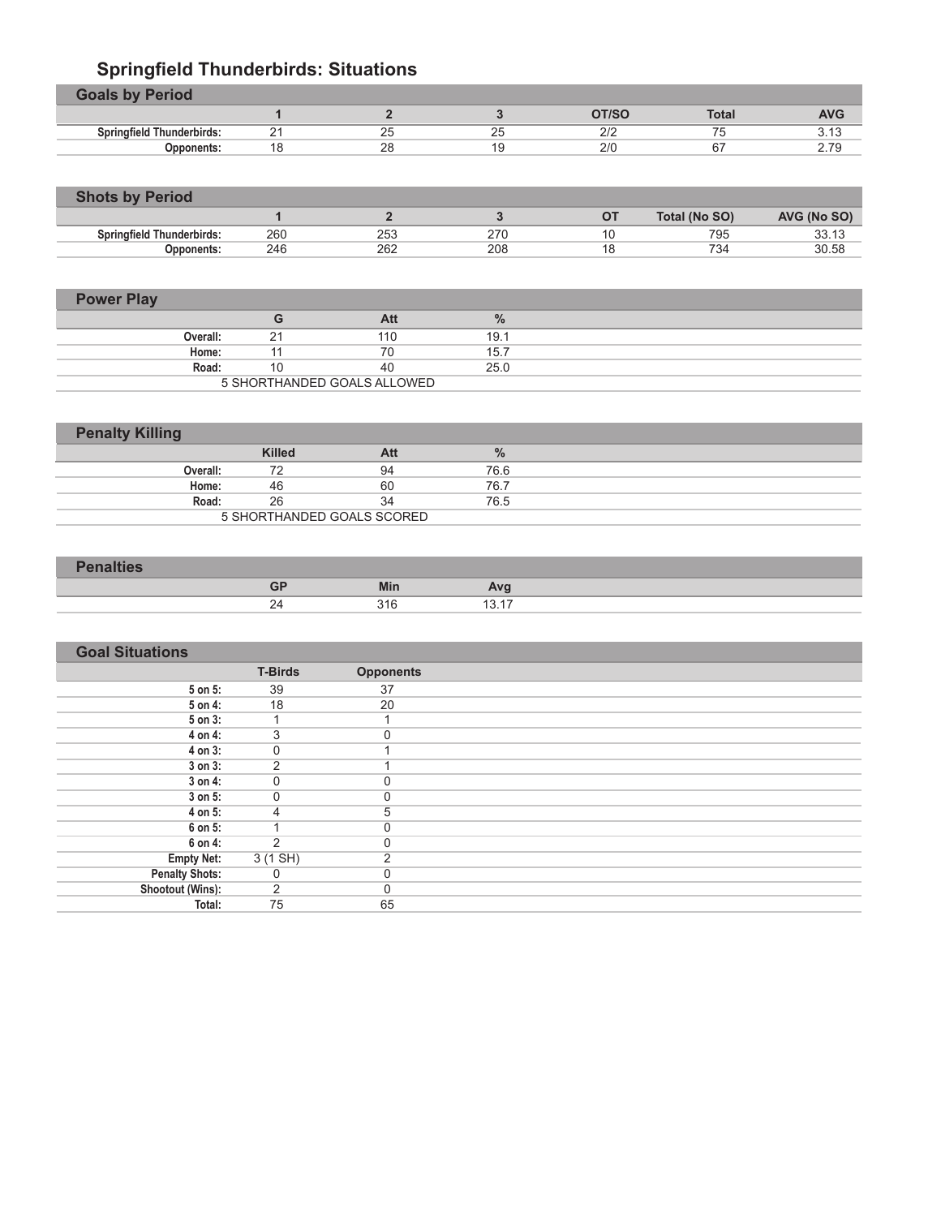# Springfield Thunderbirds: Situations

## Goals by Period

| | 1 | 2 | 3 | OT/SO | Total | AVG |
|---|---|---|---|---|---|---|
| Springfield Thunderbirds: | 21 | 25 | 25 | 2/2 | 75 | 3.13 |
| Opponents: | 18 | 28 | 19 | 2/0 | 67 | 2.79 |

## Shots by Period

| | 1 | 2 | 3 | OT | Total (No SO) | AVG (No SO) |
|---|---|---|---|---|---|---|
| Springfield Thunderbirds: | 260 | 253 | 270 | 10 | 795 | 33.13 |
| Opponents: | 246 | 262 | 208 | 18 | 734 | 30.58 |

## Power Play

| | G | Att | % |
|---|---|---|---|
| Overall: | 21 | 110 | 19.1 |
| Home: | 11 | 70 | 15.7 |
| Road: | 10 | 40 | 25.0 |

5 SHORTHANDED GOALS ALLOWED

## Penalty Killing

| | Killed | Att | % |
|---|---|---|---|
| Overall: | 72 | 94 | 76.6 |
| Home: | 46 | 60 | 76.7 |
| Road: | 26 | 34 | 76.5 |

5 SHORTHANDED GOALS SCORED

## Penalties

| GP | Min | Avg |
|---|---|---|
| 24 | 316 | 13.17 |

## Goal Situations

| | T-Birds | Opponents |
|---|---|---|
| 5 on 5: | 39 | 37 |
| 5 on 4: | 18 | 20 |
| 5 on 3: | 1 | 1 |
| 4 on 4: | 3 | 0 |
| 4 on 3: | 0 | 1 |
| 3 on 3: | 2 | 1 |
| 3 on 4: | 0 | 0 |
| 3 on 5: | 0 | 0 |
| 4 on 5: | 4 | 5 |
| 6 on 5: | 1 | 0 |
| 6 on 4: | 2 | 0 |
| Empty Net: | 3 (1 SH) | 2 |
| Penalty Shots: | 0 | 0 |
| Shootout (Wins): | 2 | 0 |
| Total: | 75 | 65 |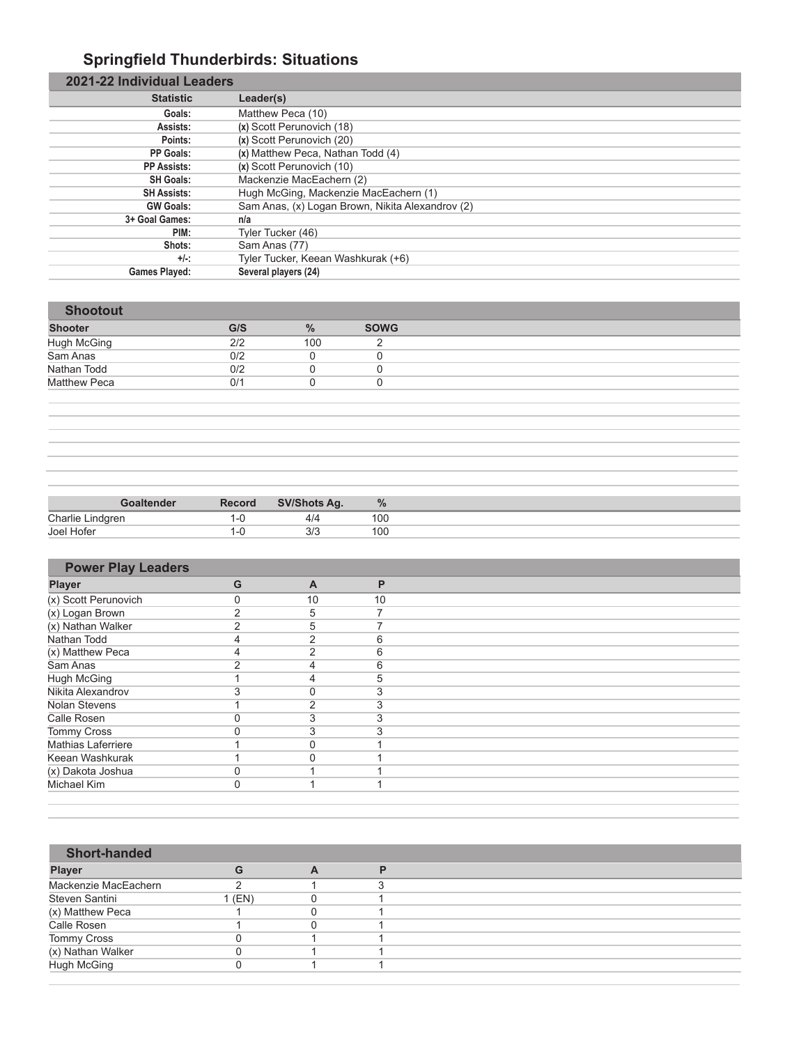# Springfield Thunderbirds: Situations

## 2021-22 Individual Leaders

| Statistic | Leader(s) |
|---|---|
| Goals: | Matthew Peca (10) |
| Assists: | (x) Scott Perunovich (18) |
| Points: | (x) Scott Perunovich (20) |
| PP Goals: | (x) Matthew Peca, Nathan Todd (4) |
| PP Assists: | (x) Scott Perunovich (10) |
| SH Goals: | Mackenzie MacEachern (2) |
| SH Assists: | Hugh McGing, Mackenzie MacEachern (1) |
| GW Goals: | Sam Anas, (x) Logan Brown, Nikita Alexandrov (2) |
| 3+ Goal Games: | n/a |
| PIM: | Tyler Tucker (46) |
| Shots: | Sam Anas (77) |
| +/-: | Tyler Tucker, Keean Washkurak (+6) |
| Games Played: | Several players (24) |

## Shootout

| Shooter | G/S | % | SOWG |
|---|---|---|---|
| Hugh McGing | 2/2 | 100 | 2 |
| Sam Anas | 0/2 | 0 | 0 |
| Nathan Todd | 0/2 | 0 | 0 |
| Matthew Peca | 0/1 | 0 | 0 |

| Goaltender | Record | SV/Shots Ag. | % |
|---|---|---|---|
| Charlie Lindgren | 1-0 | 4/4 | 100 |
| Joel Hofer | 1-0 | 3/3 | 100 |

## Power Play Leaders

| Player | G | A | P |
|---|---|---|---|
| (x) Scott Perunovich | 0 | 10 | 10 |
| (x) Logan Brown | 2 | 5 | 7 |
| (x) Nathan Walker | 2 | 5 | 7 |
| Nathan Todd | 4 | 2 | 6 |
| (x) Matthew Peca | 4 | 2 | 6 |
| Sam Anas | 2 | 4 | 6 |
| Hugh McGing | 1 | 4 | 5 |
| Nikita Alexandrov | 3 | 0 | 3 |
| Nolan Stevens | 1 | 2 | 3 |
| Calle Rosen | 0 | 3 | 3 |
| Tommy Cross | 0 | 3 | 3 |
| Mathias Laferriere | 1 | 0 | 1 |
| Keean Washkurak | 1 | 0 | 1 |
| (x) Dakota Joshua | 0 | 1 | 1 |
| Michael Kim | 0 | 1 | 1 |

## Short-handed

| Player | G | A | P |
|---|---|---|---|
| Mackenzie MacEachern | 2 | 1 | 3 |
| Steven Santini | 1 (EN) | 0 | 1 |
| (x) Matthew Peca | 1 | 0 | 1 |
| Calle Rosen | 1 | 0 | 1 |
| Tommy Cross | 0 | 1 | 1 |
| (x) Nathan Walker | 0 | 1 | 1 |
| Hugh McGing | 0 | 1 | 1 |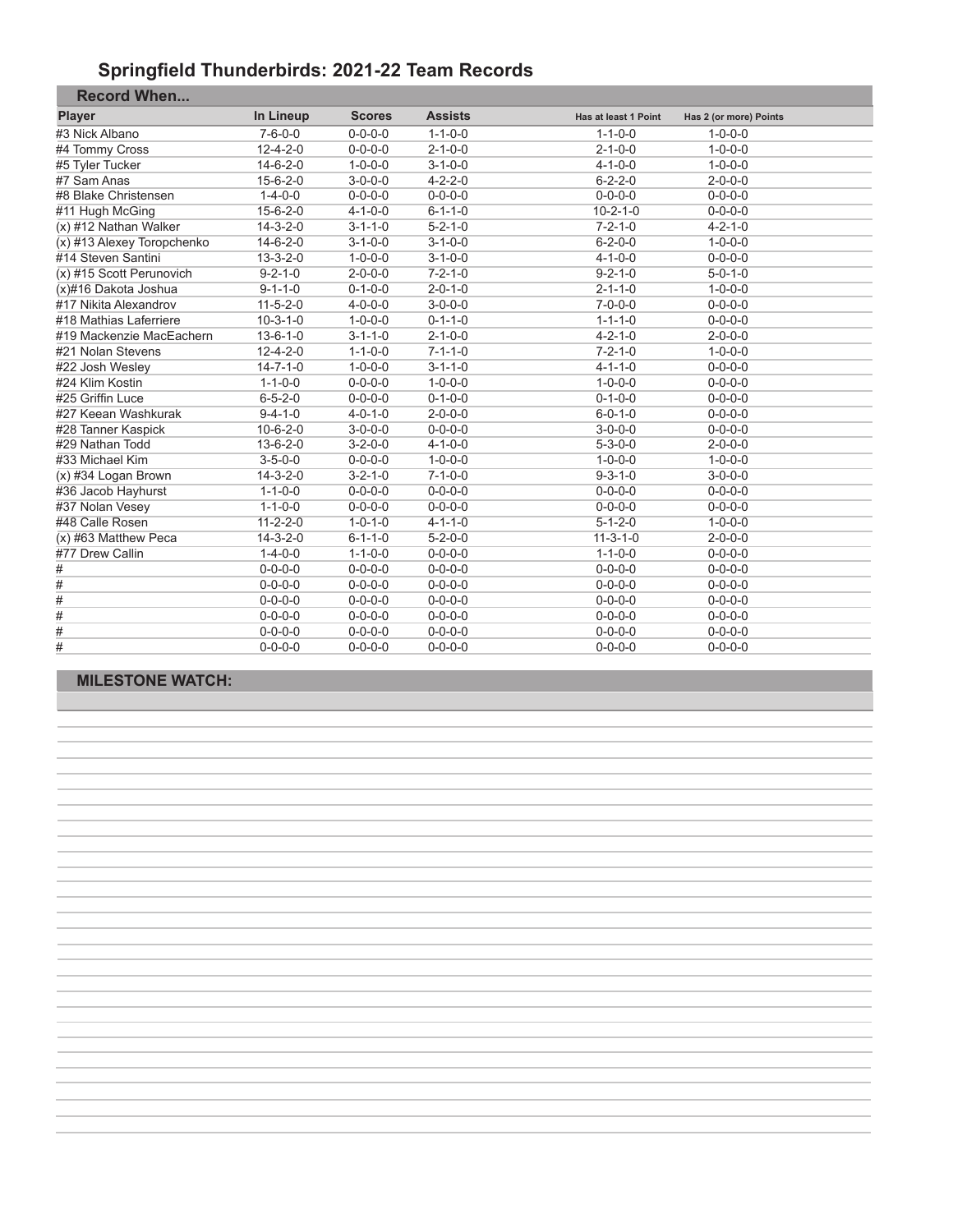# Springfield Thunderbirds: 2021-22 Team Records

## Record When...

| Player | In Lineup | Scores | Assists | Has at least 1 Point | Has 2 (or more) Points |
|---|---|---|---|---|---|
| #3 Nick Albano | 7-6-0-0 | 0-0-0-0 | 1-1-0-0 | 1-1-0-0 | 1-0-0-0 |
| #4 Tommy Cross | 12-4-2-0 | 0-0-0-0 | 2-1-0-0 | 2-1-0-0 | 1-0-0-0 |
| #5 Tyler Tucker | 14-6-2-0 | 1-0-0-0 | 3-1-0-0 | 4-1-0-0 | 1-0-0-0 |
| #7 Sam Anas | 15-6-2-0 | 3-0-0-0 | 4-2-2-0 | 6-2-2-0 | 2-0-0-0 |
| #8 Blake Christensen | 1-4-0-0 | 0-0-0-0 | 0-0-0-0 | 0-0-0-0 | 0-0-0-0 |
| #11 Hugh McGing | 15-6-2-0 | 4-1-0-0 | 6-1-1-0 | 10-2-1-0 | 0-0-0-0 |
| (x) #12 Nathan Walker | 14-3-2-0 | 3-1-1-0 | 5-2-1-0 | 7-2-1-0 | 4-2-1-0 |
| (x) #13 Alexey Toropchenko | 14-6-2-0 | 3-1-0-0 | 3-1-0-0 | 6-2-0-0 | 1-0-0-0 |
| #14 Steven Santini | 13-3-2-0 | 1-0-0-0 | 3-1-0-0 | 4-1-0-0 | 0-0-0-0 |
| (x) #15 Scott Perunovich | 9-2-1-0 | 2-0-0-0 | 7-2-1-0 | 9-2-1-0 | 5-0-1-0 |
| (x)#16 Dakota Joshua | 9-1-1-0 | 0-1-0-0 | 2-0-1-0 | 2-1-1-0 | 1-0-0-0 |
| #17 Nikita Alexandrov | 11-5-2-0 | 4-0-0-0 | 3-0-0-0 | 7-0-0-0 | 0-0-0-0 |
| #18 Mathias Laferriere | 10-3-1-0 | 1-0-0-0 | 0-1-1-0 | 1-1-1-0 | 0-0-0-0 |
| #19 Mackenzie MacEachern | 13-6-1-0 | 3-1-1-0 | 2-1-0-0 | 4-2-1-0 | 2-0-0-0 |
| #21 Nolan Stevens | 12-4-2-0 | 1-1-0-0 | 7-1-1-0 | 7-2-1-0 | 1-0-0-0 |
| #22 Josh Wesley | 14-7-1-0 | 1-0-0-0 | 3-1-1-0 | 4-1-1-0 | 0-0-0-0 |
| #24 Klim Kostin | 1-1-0-0 | 0-0-0-0 | 1-0-0-0 | 1-0-0-0 | 0-0-0-0 |
| #25 Griffin Luce | 6-5-2-0 | 0-0-0-0 | 0-1-0-0 | 0-1-0-0 | 0-0-0-0 |
| #27 Keean Washkurak | 9-4-1-0 | 4-0-1-0 | 2-0-0-0 | 6-0-1-0 | 0-0-0-0 |
| #28 Tanner Kaspick | 10-6-2-0 | 3-0-0-0 | 0-0-0-0 | 3-0-0-0 | 0-0-0-0 |
| #29 Nathan Todd | 13-6-2-0 | 3-2-0-0 | 4-1-0-0 | 5-3-0-0 | 2-0-0-0 |
| #33 Michael Kim | 3-5-0-0 | 0-0-0-0 | 1-0-0-0 | 1-0-0-0 | 1-0-0-0 |
| (x) #34 Logan Brown | 14-3-2-0 | 3-2-1-0 | 7-1-0-0 | 9-3-1-0 | 3-0-0-0 |
| #36 Jacob Hayhurst | 1-1-0-0 | 0-0-0-0 | 0-0-0-0 | 0-0-0-0 | 0-0-0-0 |
| #37 Nolan Vesey | 1-1-0-0 | 0-0-0-0 | 0-0-0-0 | 0-0-0-0 | 0-0-0-0 |
| #48 Calle Rosen | 11-2-2-0 | 1-0-1-0 | 4-1-1-0 | 5-1-2-0 | 1-0-0-0 |
| (x) #63 Matthew Peca | 14-3-2-0 | 6-1-1-0 | 5-2-0-0 | 11-3-1-0 | 2-0-0-0 |
| #77 Drew Callin | 1-4-0-0 | 1-1-0-0 | 0-0-0-0 | 1-1-0-0 | 0-0-0-0 |
| # | 0-0-0-0 | 0-0-0-0 | 0-0-0-0 | 0-0-0-0 | 0-0-0-0 |
| # | 0-0-0-0 | 0-0-0-0 | 0-0-0-0 | 0-0-0-0 | 0-0-0-0 |
| # | 0-0-0-0 | 0-0-0-0 | 0-0-0-0 | 0-0-0-0 | 0-0-0-0 |
| # | 0-0-0-0 | 0-0-0-0 | 0-0-0-0 | 0-0-0-0 | 0-0-0-0 |
| # | 0-0-0-0 | 0-0-0-0 | 0-0-0-0 | 0-0-0-0 | 0-0-0-0 |
| # | 0-0-0-0 | 0-0-0-0 | 0-0-0-0 | 0-0-0-0 | 0-0-0-0 |

## MILESTONE WATCH: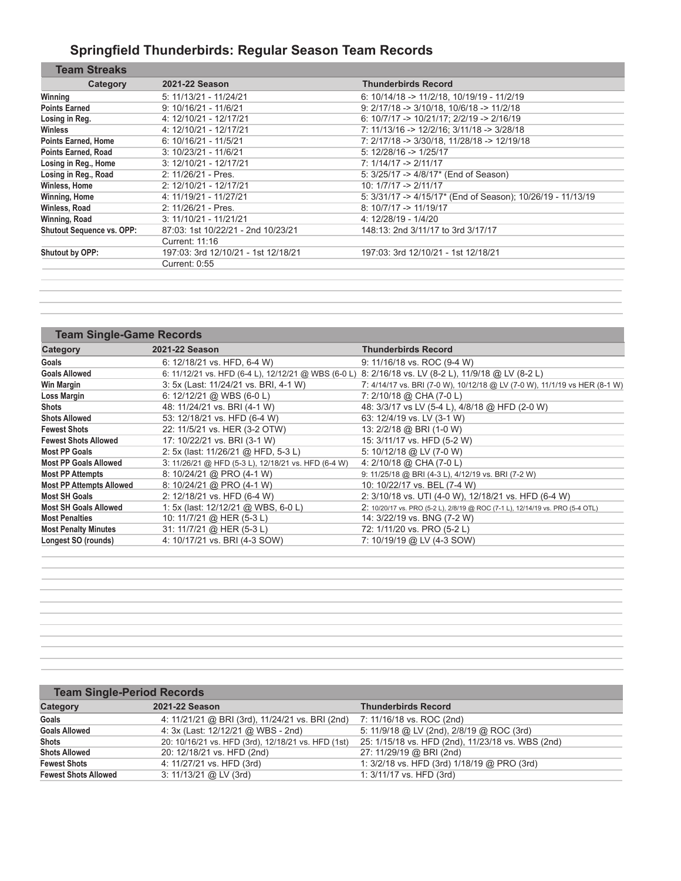# Springfield Thunderbirds: Regular Season Team Records

## Team Streaks

| Category | 2021-22 Season | Thunderbirds Record |
|---|---|---|
| Winning | 5: 11/13/21 - 11/24/21 | 6: 10/14/18 -> 11/2/18, 10/19/19 - 11/2/19 |
| Points Earned | 9: 10/16/21 - 11/6/21 | 9: 2/17/18 -> 3/10/18, 10/6/18 -> 11/2/18 |
| Losing in Reg. | 4: 12/10/21 - 12/17/21 | 6: 10/7/17 -> 10/21/17; 2/2/19 -> 2/16/19 |
| Winless | 4: 12/10/21 - 12/17/21 | 7: 11/13/16 -> 12/2/16; 3/11/18 -> 3/28/18 |
| Points Earned, Home | 6: 10/16/21 - 11/5/21 | 7: 2/17/18 -> 3/30/18, 11/28/18 -> 12/19/18 |
| Points Earned, Road | 3: 10/23/21 - 11/6/21 | 5: 12/28/16 -> 1/25/17 |
| Losing in Reg., Home | 3: 12/10/21 - 12/17/21 | 7: 1/14/17 -> 2/11/17 |
| Losing in Reg., Road | 2: 11/26/21 - Pres. | 5: 3/25/17 -> 4/8/17* (End of Season) |
| Winless, Home | 2: 12/10/21 - 12/17/21 | 10: 1/7/17 -> 2/11/17 |
| Winning, Home | 4: 11/19/21 - 11/27/21 | 5: 3/31/17 -> 4/15/17* (End of Season); 10/26/19 - 11/13/19 |
| Winless, Road | 2: 11/26/21 - Pres. | 8: 10/7/17 -> 11/19/17 |
| Winning, Road | 3: 11/10/21 - 11/21/21 | 4: 12/28/19 - 1/4/20 |
| Shutout Sequence vs. OPP: | 87:03: 1st 10/22/21 - 2nd 10/23/21 | 148:13: 2nd 3/11/17 to 3rd 3/17/17 |
| | Current: 11:16 | |
| Shutout by OPP: | 197:03: 3rd 12/10/21 - 1st 12/18/21 | 197:03: 3rd 12/10/21 - 1st 12/18/21 |
| | Current: 0:55 | |

## Team Single-Game Records

| Category | 2021-22 Season | Thunderbirds Record |
|---|---|---|
| Goals | 6: 12/18/21 vs. HFD, 6-4 W) | 9: 11/16/18 vs. ROC (9-4 W) |
| Goals Allowed | 6: 11/12/21 vs. HFD (6-4 L), 12/12/21 @ WBS (6-0 L) | 8: 2/16/18 vs. LV (8-2 L), 11/9/18 @ LV (8-2 L) |
| Win Margin | 3: 5x (Last: 11/24/21 vs. BRI, 4-1 W) | 7: 4/14/17 vs. BRI (7-0 W), 10/12/18 @ LV (7-0 W), 11/1/19 vs HER (8-1 W) |
| Loss Margin | 6: 12/12/21 @ WBS (6-0 L) | 7: 2/10/18 @ CHA (7-0 L) |
| Shots | 48: 11/24/21 vs. BRI (4-1 W) | 48: 3/3/17 vs LV (5-4 L), 4/8/18 @ HFD (2-0 W) |
| Shots Allowed | 53: 12/18/21 vs. HFD (6-4 W) | 63: 12/4/19 vs. LV (3-1 W) |
| Fewest Shots | 22: 11/5/21 vs. HER (3-2 OTW) | 13: 2/2/18 @ BRI (1-0 W) |
| Fewest Shots Allowed | 17: 10/22/21 vs. BRI (3-1 W) | 15: 3/11/17 vs. HFD (5-2 W) |
| Most PP Goals | 2: 5x (last: 11/26/21 @ HFD, 5-3 L) | 5: 10/12/18 @ LV (7-0 W) |
| Most PP Goals Allowed | 3: 11/26/21 @ HFD (5-3 L), 12/18/21 vs. HFD (6-4 W) | 4: 2/10/18 @ CHA (7-0 L) |
| Most PP Attempts | 8: 10/24/21 @ PRO (4-1 W) | 9: 11/25/18 @ BRI (4-3 L), 4/12/19 vs. BRI (7-2 W) |
| Most PP Attempts Allowed | 8: 10/24/21 @ PRO (4-1 W) | 10: 10/22/17 vs. BEL (7-4 W) |
| Most SH Goals | 2: 12/18/21 vs. HFD (6-4 W) | 2: 3/10/18 vs. UTI (4-0 W), 12/18/21 vs. HFD (6-4 W) |
| Most SH Goals Allowed | 1: 5x (last 12/12/21 @ WBS, 6-0 L) | 2: 10/20/17 vs. PRO (5-2 L), 2/8/19 @ ROC (7-1 L), 12/14/19 vs. PRO (5-4 OTL) |
| Most Penalties | 10: 11/7/21 @ HER (5-3 L) | 14: 3/22/19 vs. BNG (7-2 W) |
| Most Penalty Minutes | 31: 11/7/21 @ HER (5-3 L) | 72: 1/11/20 vs. PRO (5-2 L) |
| Longest SO (rounds) | 4: 10/17/21 vs. BRI (4-3 SOW) | 7: 10/19/19 @ LV (4-3 SOW) |

## Team Single-Period Records

| Category | 2021-22 Season | Thunderbirds Record |
|---|---|---|
| Goals | 4: 11/21/21 @ BRI (3rd), 11/24/21 vs. BRI (2nd) | 7: 11/16/18 vs. ROC (2nd) |
| Goals Allowed | 4: 3x (Last: 12/12/21 @ WBS - 2nd) | 5: 11/9/18 @ LV (2nd), 2/8/19 @ ROC (3rd) |
| Shots | 20: 10/16/21 vs. HFD (3rd), 12/18/21 vs. HFD (1st) | 25: 1/15/18 vs. HFD (2nd), 11/23/18 vs. WBS (2nd) |
| Shots Allowed | 20: 12/18/21 vs. HFD (2nd) | 27: 11/29/19 @ BRI (2nd) |
| Fewest Shots | 4: 11/27/21 vs. HFD (3rd) | 1: 3/2/18 vs. HFD (3rd) 1/18/19 @ PRO (3rd) |
| Fewest Shots Allowed | 3: 11/13/21 @ LV (3rd) | 1: 3/11/17 vs. HFD (3rd) |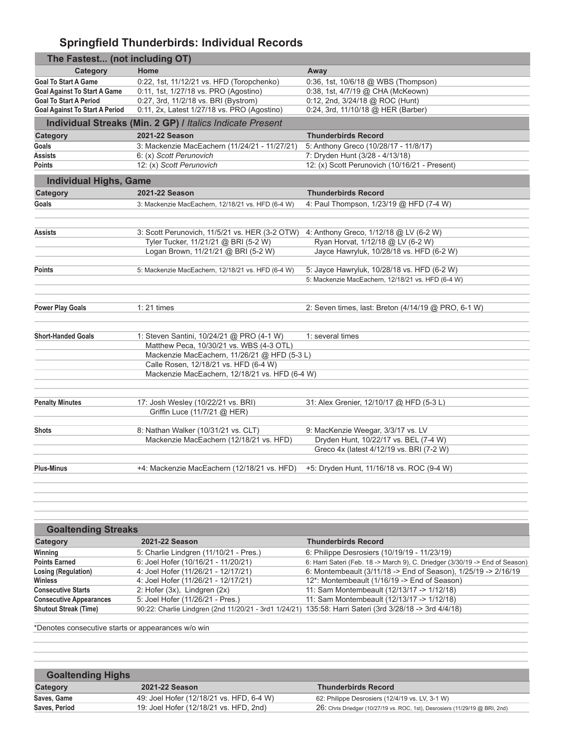# Springfield Thunderbirds: Individual Records

## The Fastest... (not including OT)

| Category | Home | Away |
|---|---|---|
| Goal To Start A Game | 0:22, 1st, 11/12/21 vs. HFD (Toropchenko) | 0:36, 1st, 10/6/18 @ WBS (Thompson) |
| Goal Against To Start A Game | 0:11, 1st, 1/27/18 vs. PRO (Agostino) | 0:38, 1st, 4/7/19 @ CHA (McKeown) |
| Goal To Start A Period | 0:27, 3rd, 11/2/18 vs. BRI (Bystrom) | 0:12, 2nd, 3/24/18 @ ROC (Hunt) |
| Goal Against To Start A Period | 0:11, 2x, Latest 1/27/18 vs. PRO (Agostino) | 0:24, 3rd, 11/10/18 @ HER (Barber) |

## Individual Streaks (Min. 2 GP) / *Italics Indicate Present*

| Category | 2021-22 Season | Thunderbirds Record |
|---|---|---|
| Goals | 3: Mackenzie MacEachern (11/24/21 - 11/27/21) | 5: Anthony Greco (10/28/17 - 11/8/17) |
| Assists | 6: (x) *Scott Perunovich* | 7: Dryden Hunt (3/28 - 4/13/18) |
| Points | 12: (x) *Scott Perunovich* | 12: (x) Scott Perunovich (10/16/21 - Present) |

## Individual Highs, Game

| Category | 2021-22 Season | Thunderbirds Record |
|---|---|---|
| Goals | 3: Mackenzie MacEachern, 12/18/21 vs. HFD (6-4 W) | 4: Paul Thompson, 1/23/19 @ HFD (7-4 W) |
| Assists | 3: Scott Perunovich, 11/5/21 vs. HER (3-2 OTW) | 4: Anthony Greco, 1/12/18 @ LV (6-2 W) |
| | Tyler Tucker, 11/21/21 @ BRI (5-2 W) | Ryan Horvat, 1/12/18 @ LV (6-2 W) |
| | Logan Brown, 11/21/21 @ BRI (5-2 W) | Jayce Hawryluk, 10/28/18 vs. HFD (6-2 W) |
| Points | 5: Mackenzie MacEachern, 12/18/21 vs. HFD (6-4 W) | 5: Jayce Hawryluk, 10/28/18 vs. HFD (6-2 W) |
| | | 5: Mackenzie MacEachern, 12/18/21 vs. HFD (6-4 W) |
| Power Play Goals | 1: 21 times | 2: Seven times, last: Breton (4/14/19 @ PRO, 6-1 W) |
| Short-Handed Goals | 1: Steven Santini, 10/24/21 @ PRO (4-1 W) | 1: several times |
| | Matthew Peca, 10/30/21 vs. WBS (4-3 OTL) | |
| | Mackenzie MacEachern, 11/26/21 @ HFD (5-3 L) | |
| | Calle Rosen, 12/18/21 vs. HFD (6-4 W) | |
| | Mackenzie MacEachern, 12/18/21 vs. HFD (6-4 W) | |
| Penalty Minutes | 17: Josh Wesley (10/22/21 vs. BRI) | 31: Alex Grenier, 12/10/17 @ HFD (5-3 L) |
| | Griffin Luce (11/7/21 @ HER) | |
| Shots | 8: Nathan Walker (10/31/21 vs. CLT) | 9: MacKenzie Weegar, 3/3/17 vs. LV |
| | Mackenzie MacEachern (12/18/21 vs. HFD) | Dryden Hunt, 10/22/17 vs. BEL (7-4 W) |
| | | Greco 4x (latest 4/12/19 vs. BRI (7-2 W) |
| Plus-Minus | +4: Mackenzie MacEachern (12/18/21 vs. HFD) | +5: Dryden Hunt, 11/16/18 vs. ROC (9-4 W) |

## Goaltending Streaks

| Category | 2021-22 Season | Thunderbirds Record |
|---|---|---|
| Winning | 5: Charlie Lindgren (11/10/21 - Pres.) | 6: Philippe Desrosiers (10/19/19 - 11/23/19) |
| Points Earned | 6: Joel Hofer (10/16/21 - 11/20/21) | 6: Harri Sateri (Feb. 18 -> March 9), C. Driedger (3/30/19 -> End of Season) |
| Losing (Regulation) | 4: Joel Hofer (11/26/21 - 12/17/21) | 6: Montembeault (3/11/18 -> End of Season), 1/25/19 -> 2/16/19 |
| Winless | 4: Joel Hofer (11/26/21 - 12/17/21) | 12*: Montembeault (1/16/19 -> End of Season) |
| Consecutive Starts | 2: Hofer (3x), Lindgren (2x) | 11: Sam Montembeault (12/13/17 -> 1/12/18) |
| Consecutive Appearances | 5: Joel Hofer (11/26/21 - Pres.) | 11: Sam Montembeault (12/13/17 -> 1/12/18) |
| Shutout Streak (Time) | 90:22: Charlie Lindgren (2nd 11/20/21 - 3rd1 1/24/21) | 135:58: Harri Sateri (3rd 3/28/18 -> 3rd 4/4/18) |

*Denotes consecutive starts or appearances w/o win

## Goaltending Highs

| Category | 2021-22 Season | Thunderbirds Record |
|---|---|---|
| Saves, Game | 49: Joel Hofer (12/18/21 vs. HFD, 6-4 W) | 62: Philippe Desrosiers (12/4/19 vs. LV, 3-1 W) |
| Saves, Period | 19: Joel Hofer (12/18/21 vs. HFD, 2nd) | 26: Chris Driedger (10/27/19 vs. ROC, 1st), Desrosiers (11/29/19 @ BRI, 2nd) |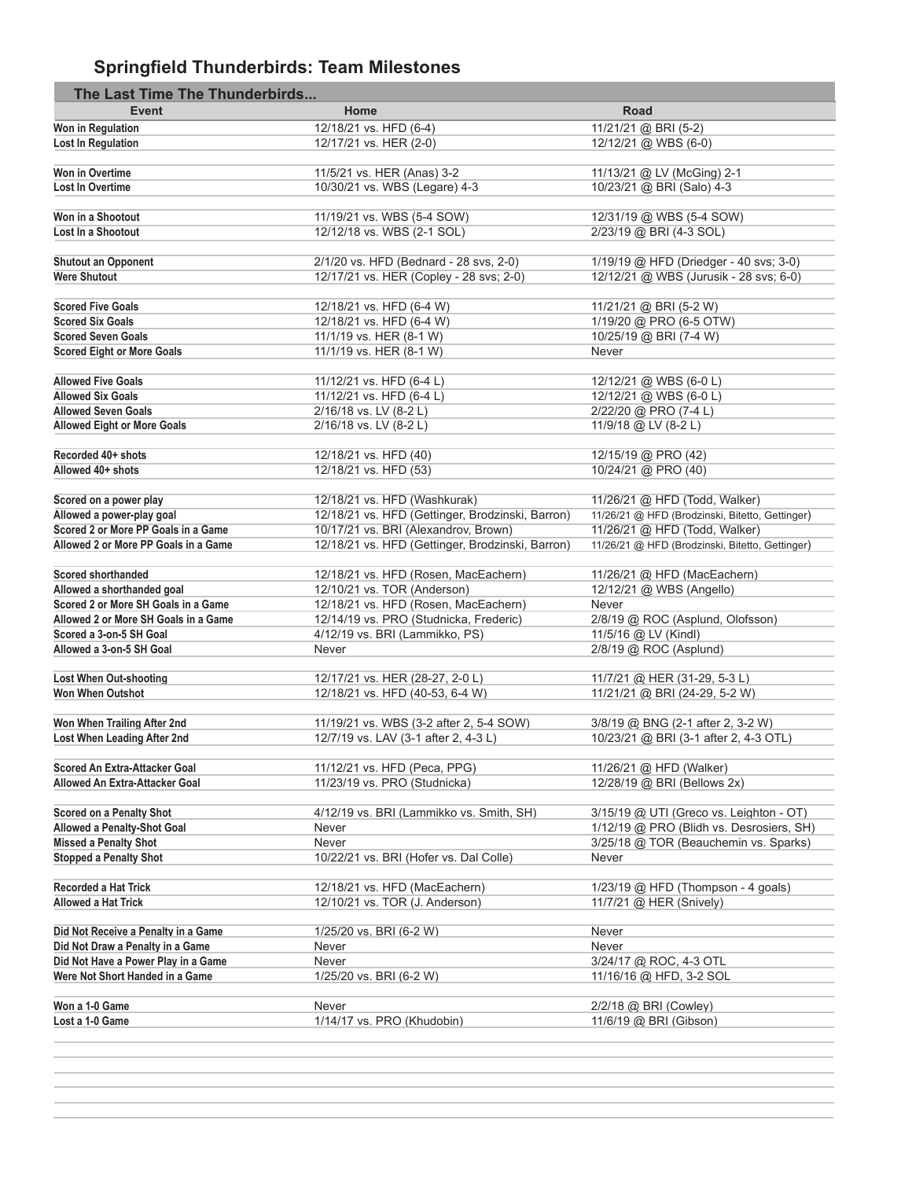# Springfield Thunderbirds: Team Milestones

## The Last Time The Thunderbirds...

| Event | Home | Road |
|---|---|---|
| Won in Regulation | 12/18/21 vs. HFD (6-4) | 11/21/21 @ BRI (5-2) |
| Lost In Regulation | 12/17/21 vs. HER (2-0) | 12/12/21 @ WBS (6-0) |
| | | |
| Won in Overtime | 11/5/21 vs. HER (Anas) 3-2 | 11/13/21 @ LV (McGing) 2-1 |
| Lost In Overtime | 10/30/21 vs. WBS (Legare) 4-3 | 10/23/21 @ BRI (Salo) 4-3 |
| | | |
| Won in a Shootout | 11/19/21 vs. WBS (5-4 SOW) | 12/31/19 @ WBS (5-4 SOW) |
| Lost In a Shootout | 12/12/18 vs. WBS (2-1 SOL) | 2/23/19 @ BRI (4-3 SOL) |
| | | |
| Shutout an Opponent | 2/1/20 vs. HFD (Bednard - 28 svs, 2-0) | 1/19/19 @ HFD (Driedger - 40 svs; 3-0) |
| Were Shutout | 12/17/21 vs. HER (Copley - 28 svs; 2-0) | 12/12/21 @ WBS (Jurusik - 28 svs; 6-0) |
| | | |
| Scored Five Goals | 12/18/21 vs. HFD (6-4 W) | 11/21/21 @ BRI (5-2 W) |
| Scored Six Goals | 12/18/21 vs. HFD (6-4 W) | 1/19/20 @ PRO (6-5 OTW) |
| Scored Seven Goals | 11/1/19 vs. HER (8-1 W) | 10/25/19 @ BRI (7-4 W) |
| Scored Eight or More Goals | 11/1/19 vs. HER (8-1 W) | Never |
| | | |
| Allowed Five Goals | 11/12/21 vs. HFD (6-4 L) | 12/12/21 @ WBS (6-0 L) |
| Allowed Six Goals | 11/12/21 vs. HFD (6-4 L) | 12/12/21 @ WBS (6-0 L) |
| Allowed Seven Goals | 2/16/18 vs. LV (8-2 L) | 2/22/20 @ PRO (7-4 L) |
| Allowed Eight or More Goals | 2/16/18 vs. LV (8-2 L) | 11/9/18 @ LV (8-2 L) |
| | | |
| Recorded 40+ shots | 12/18/21 vs. HFD (40) | 12/15/19 @ PRO (42) |
| Allowed 40+ shots | 12/18/21 vs. HFD (53) | 10/24/21 @ PRO (40) |
| | | |
| Scored on a power play | 12/18/21 vs. HFD (Washkurak) | 11/26/21 @ HFD (Todd, Walker) |
| Allowed a power-play goal | 12/18/21 vs. HFD (Gettinger, Brodzinski, Barron) | 11/26/21 @ HFD (Brodzinski, Bitetto, Gettinger) |
| Scored 2 or More PP Goals in a Game | 10/17/21 vs. BRI (Alexandrov, Brown) | 11/26/21 @ HFD (Todd, Walker) |
| Allowed 2 or More PP Goals in a Game | 12/18/21 vs. HFD (Gettinger, Brodzinski, Barron) | 11/26/21 @ HFD (Brodzinski, Bitetto, Gettinger) |
| | | |
| Scored shorthanded | 12/18/21 vs. HFD (Rosen, MacEachern) | 11/26/21 @ HFD (MacEachern) |
| Allowed a shorthanded goal | 12/10/21 vs. TOR (Anderson) | 12/12/21 @ WBS (Angello) |
| Scored 2 or More SH Goals in a Game | 12/18/21 vs. HFD (Rosen, MacEachern) | Never |
| Allowed 2 or More SH Goals in a Game | 12/14/19 vs. PRO (Studnicka, Frederic) | 2/8/19 @ ROC (Asplund, Olofsson) |
| Scored a 3-on-5 SH Goal | 4/12/19 vs. BRI (Lammikko, PS) | 11/5/16 @ LV (Kindl) |
| Allowed a 3-on-5 SH Goal | Never | 2/8/19 @ ROC (Asplund) |
| | | |
| Lost When Out-shooting | 12/17/21 vs. HER (28-27, 2-0 L) | 11/7/21 @ HER (31-29, 5-3 L) |
| Won When Outshot | 12/18/21 vs. HFD (40-53, 6-4 W) | 11/21/21 @ BRI (24-29, 5-2 W) |
| | | |
| Won When Trailing After 2nd | 11/19/21 vs. WBS (3-2 after 2, 5-4 SOW) | 3/8/19 @ BNG (2-1 after 2, 3-2 W) |
| Lost When Leading After 2nd | 12/7/19 vs. LAV (3-1 after 2, 4-3 L) | 10/23/21 @ BRI (3-1 after 2, 4-3 OTL) |
| | | |
| Scored An Extra-Attacker Goal | 11/12/21 vs. HFD (Peca, PPG) | 11/26/21 @ HFD (Walker) |
| Allowed An Extra-Attacker Goal | 11/23/19 vs. PRO (Studnicka) | 12/28/19 @ BRI (Bellows 2x) |
| | | |
| Scored on a Penalty Shot | 4/12/19 vs. BRI (Lammikko vs. Smith, SH) | 3/15/19 @ UTI (Greco vs. Leighton - OT) |
| Allowed a Penalty-Shot Goal | Never | 1/12/19 @ PRO (Blidh vs. Desrosiers, SH) |
| Missed a Penalty Shot | Never | 3/25/18 @ TOR (Beauchemin vs. Sparks) |
| Stopped a Penalty Shot | 10/22/21 vs. BRI (Hofer vs. Dal Colle) | Never |
| | | |
| Recorded a Hat Trick | 12/18/21 vs. HFD (MacEachern) | 1/23/19 @ HFD (Thompson - 4 goals) |
| Allowed a Hat Trick | 12/10/21 vs. TOR (J. Anderson) | 11/7/21 @ HER (Snively) |
| | | |
| Did Not Receive a Penalty in a Game | 1/25/20 vs. BRI (6-2 W) | Never |
| Did Not Draw a Penalty in a Game | Never | Never |
| Did Not Have a Power Play in a Game | Never | 3/24/17 @ ROC, 4-3 OTL |
| Were Not Short Handed in a Game | 1/25/20 vs. BRI (6-2 W) | 11/16/16 @ HFD, 3-2 SOL |
| | | |
| Won a 1-0 Game | Never | 2/2/18 @ BRI (Cowley) |
| Lost a 1-0 Game | 1/14/17 vs. PRO (Khudobin) | 11/6/19 @ BRI (Gibson) |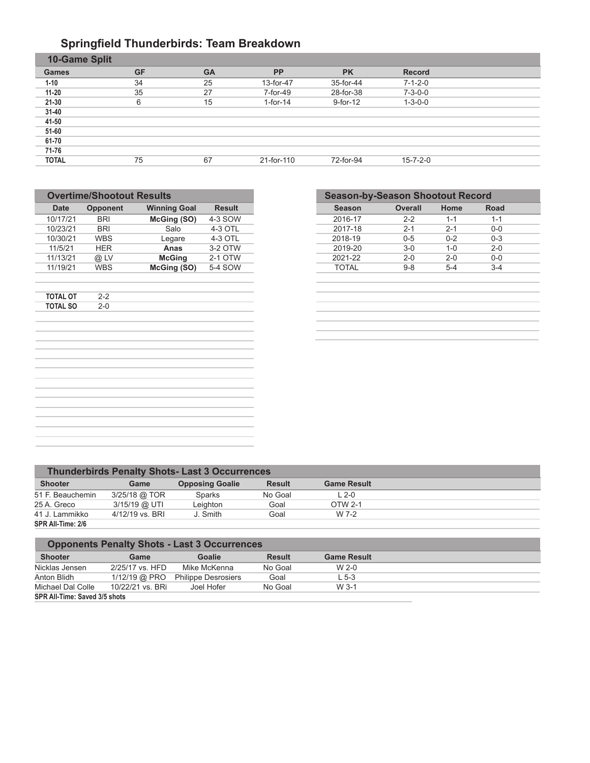# Springfield Thunderbirds: Team Breakdown

## 10-Game Split

| Games | GF | GA | PP | PK | Record |
|---|---|---|---|---|---|
| **1-10** | 34 | 25 | 13-for-47 | 35-for-44 | 7-1-2-0 |
| **11-20** | 35 | 27 | 7-for-49 | 28-for-38 | 7-3-0-0 |
| **21-30** | 6 | 15 | 1-for-14 | 9-for-12 | 1-3-0-0 |
| **31-40** | | | | | |
| **41-50** | | | | | |
| **51-60** | | | | | |
| **61-70** | | | | | |
| **71-76** | | | | | |
| **TOTAL** | 75 | 67 | 21-for-110 | 72-for-94 | 15-7-2-0 |

## Overtime/Shootout Results

| Date | Opponent | Winning Goal | Result |
|---|---|---|---|
| 10/17/21 | BRI | **McGing (SO)** | 4-3 SOW |
| 10/23/21 | BRI | Salo | 4-3 OTL |
| 10/30/21 | WBS | Legare | 4-3 OTL |
| 11/5/21 | HER | **Anas** | 3-2 OTW |
| 11/13/21 | @ LV | **McGing** | 2-1 OTW |
| 11/19/21 | WBS | **McGing (SO)** | 5-4 SOW |
| | | | |
| **TOTAL OT** | 2-2 | | |
| **TOTAL SO** | 2-0 | | |

## Season-by-Season Shootout Record

| Season | Overall | Home | Road |
|---|---|---|---|
| 2016-17 | 2-2 | 1-1 | 1-1 |
| 2017-18 | 2-1 | 2-1 | 0-0 |
| 2018-19 | 0-5 | 0-2 | 0-3 |
| 2019-20 | 3-0 | 1-0 | 2-0 |
| 2021-22 | 2-0 | 2-0 | 0-0 |
| TOTAL | 9-8 | 5-4 | 3-4 |

## Thunderbirds Penalty Shots- Last 3 Occurrences

| Shooter | Game | Opposing Goalie | Result | Game Result |
|---|---|---|---|---|
| 51 F. Beauchemin | 3/25/18 @ TOR | Sparks | No Goal | L 2-0 |
| 25 A. Greco | 3/15/19 @ UTI | Leighton | Goal | OTW 2-1 |
| 41 J. Lammikko | 4/12/19 vs. BRI | J. Smith | Goal | W 7-2 |

**SPR All-Time: 2/6**

## Opponents Penalty Shots - Last 3 Occurrences

| Shooter | Game | Goalie | Result | Game Result |
|---|---|---|---|---|
| Nicklas Jensen | 2/25/17 vs. HFD | Mike McKenna | No Goal | W 2-0 |
| Anton Blidh | 1/12/19 @ PRO | Philippe Desrosiers | Goal | L 5-3 |
| Michael Dal Colle | 10/22/21 vs. BRi | Joel Hofer | No Goal | W 3-1 |

**SPR All-Time: Saved 3/5 shots**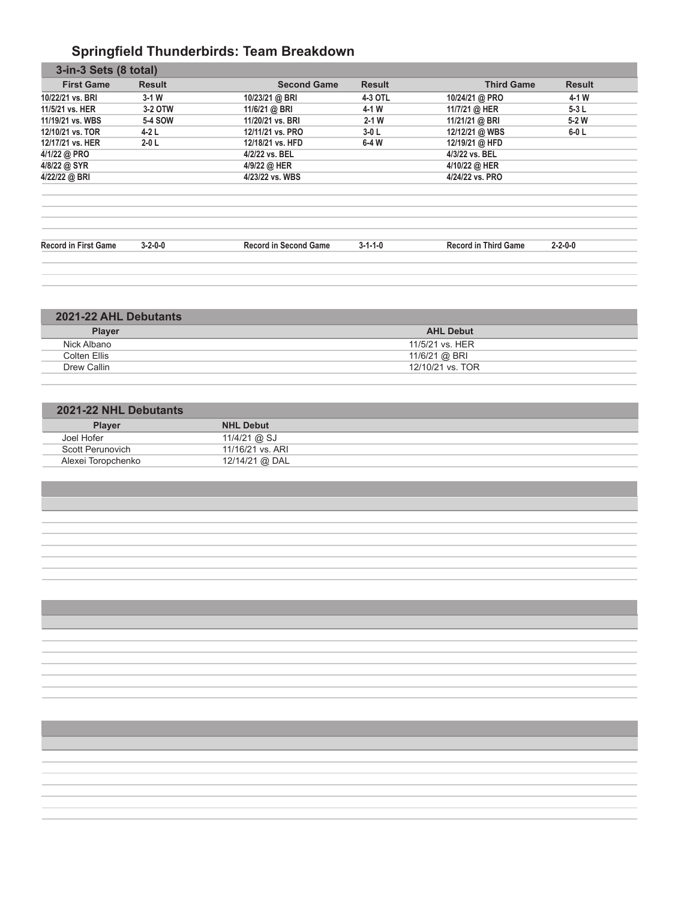# Springfield Thunderbirds: Team Breakdown

## 3-in-3 Sets (8 total)

| First Game | Result | Second Game | Result | Third Game | Result |
|---|---|---|---|---|---|
| 10/22/21 vs. BRI | 3-1 W | 10/23/21 @ BRI | 4-3 OTL | 10/24/21 @ PRO | 4-1 W |
| 11/5/21 vs. HER | 3-2 OTW | 11/6/21 @ BRI | 4-1 W | 11/7/21 @ HER | 5-3 L |
| 11/19/21 vs. WBS | 5-4 SOW | 11/20/21 vs. BRI | 2-1 W | 11/21/21 @ BRI | 5-2 W |
| 12/10/21 vs. TOR | 4-2 L | 12/11/21 vs. PRO | 3-0 L | 12/12/21 @ WBS | 6-0 L |
| 12/17/21 vs. HER | 2-0 L | 12/18/21 vs. HFD | 6-4 W | 12/19/21 @ HFD | |
| 4/1/22 @ PRO | | 4/2/22 vs. BEL | | 4/3/22 vs. BEL | |
| 4/8/22 @ SYR | | 4/9/22 @ HER | | 4/10/22 @ HER | |
| 4/22/22 @ BRI | | 4/23/22 vs. WBS | | 4/24/22 vs. PRO | |
| Record in First Game | 3-2-0-0 | Record in Second Game | 3-1-1-0 | Record in Third Game | 2-2-0-0 |

## 2021-22 AHL Debutants

| Player | AHL Debut |
|---|---|
| Nick Albano | 11/5/21 vs. HER |
| Colten Ellis | 11/6/21 @ BRI |
| Drew Callin | 12/10/21 vs. TOR |

## 2021-22 NHL Debutants

| Player | NHL Debut |
|---|---|
| Joel Hofer | 11/4/21 @ SJ |
| Scott Perunovich | 11/16/21 vs. ARI |
| Alexei Toropchenko | 12/14/21 @ DAL |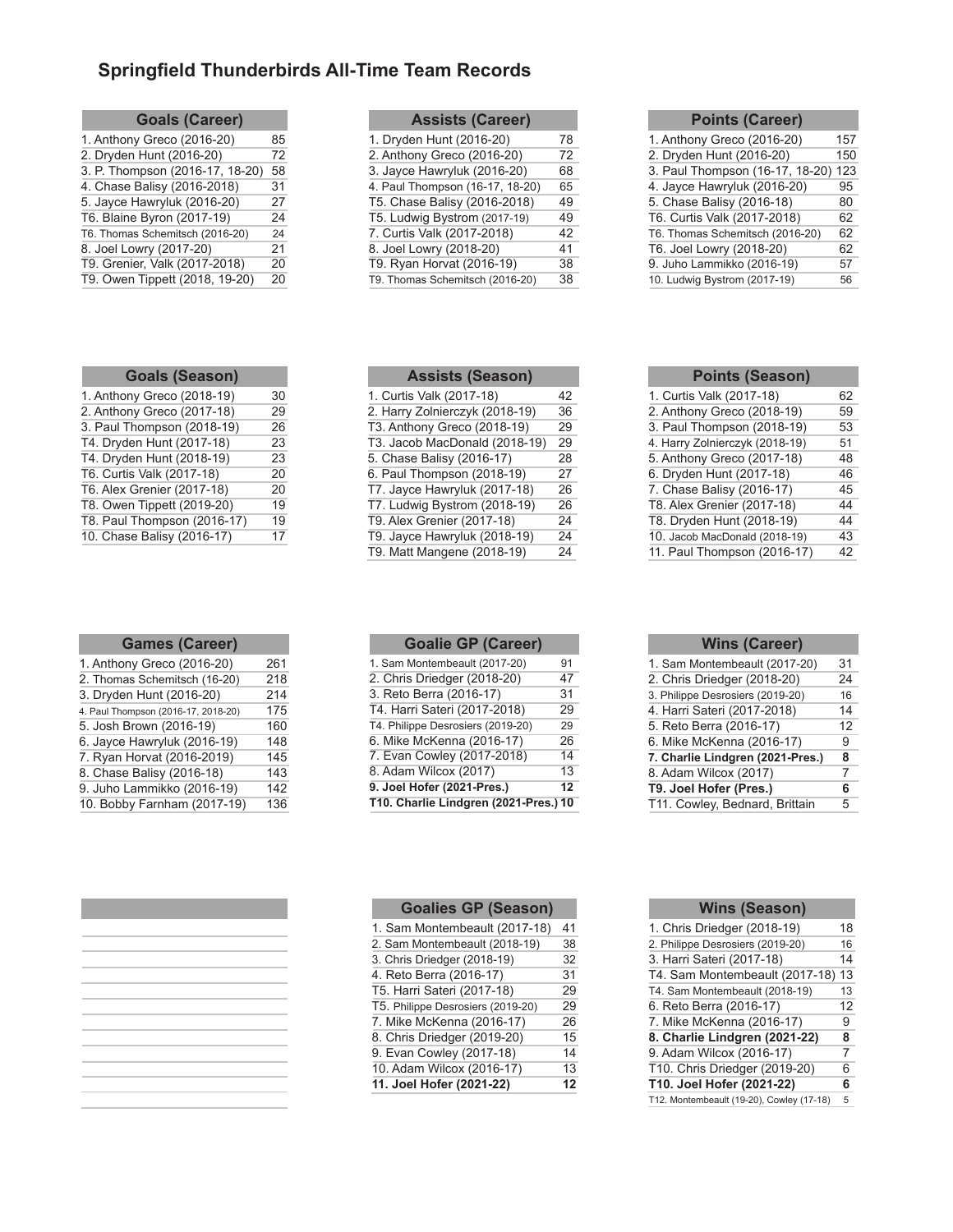# Springfield Thunderbirds All-Time Team Records

| Goals (Career) | |
|---|---|
| 1. Anthony Greco (2016-20) | 85 |
| 2. Dryden Hunt (2016-20) | 72 |
| 3. P. Thompson (2016-17, 18-20) | 58 |
| 4. Chase Balisy (2016-2018) | 31 |
| 5. Jayce Hawryluk (2016-20) | 27 |
| T6. Blaine Byron (2017-19) | 24 |
| T6. Thomas Schemitsch (2016-20) | 24 |
| 8. Joel Lowry (2017-20) | 21 |
| T9. Grenier, Valk (2017-2018) | 20 |
| T9. Owen Tippett (2018, 19-20) | 20 |

| Assists (Career) | |
|---|---|
| 1. Dryden Hunt (2016-20) | 78 |
| 2. Anthony Greco (2016-20) | 72 |
| 3. Jayce Hawryluk (2016-20) | 68 |
| 4. Paul Thompson (16-17, 18-20) | 65 |
| T5. Chase Balisy (2016-2018) | 49 |
| T5. Ludwig Bystrom (2017-19) | 49 |
| 7. Curtis Valk (2017-2018) | 42 |
| 8. Joel Lowry (2018-20) | 41 |
| T9. Ryan Horvat (2016-19) | 38 |
| T9. Thomas Schemitsch (2016-20) | 38 |

| Points (Career) | |
|---|---|
| 1. Anthony Greco (2016-20) | 157 |
| 2. Dryden Hunt (2016-20) | 150 |
| 3. Paul Thompson (16-17, 18-20) | 123 |
| 4. Jayce Hawryluk (2016-20) | 95 |
| 5. Chase Balisy (2016-18) | 80 |
| T6. Curtis Valk (2017-2018) | 62 |
| T6. Thomas Schemitsch (2016-20) | 62 |
| T6. Joel Lowry (2018-20) | 62 |
| 9. Juho Lammikko (2016-19) | 57 |
| 10. Ludwig Bystrom (2017-19) | 56 |

| Goals (Season) | |
|---|---|
| 1. Anthony Greco (2018-19) | 30 |
| 2. Anthony Greco (2017-18) | 29 |
| 3. Paul Thompson (2018-19) | 26 |
| T4. Dryden Hunt (2017-18) | 23 |
| T4. Dryden Hunt (2018-19) | 23 |
| T6. Curtis Valk (2017-18) | 20 |
| T6. Alex Grenier (2017-18) | 20 |
| T8. Owen Tippett (2019-20) | 19 |
| T8. Paul Thompson (2016-17) | 19 |
| 10. Chase Balisy (2016-17) | 17 |

| Assists (Season) | |
|---|---|
| 1. Curtis Valk (2017-18) | 42 |
| 2. Harry Zolnierczyk (2018-19) | 36 |
| T3. Anthony Greco (2018-19) | 29 |
| T3. Jacob MacDonald (2018-19) | 29 |
| 5. Chase Balisy (2016-17) | 28 |
| 6. Paul Thompson (2018-19) | 27 |
| T7. Jayce Hawryluk (2017-18) | 26 |
| T7. Ludwig Bystrom (2018-19) | 26 |
| T9. Alex Grenier (2017-18) | 24 |
| T9. Jayce Hawryluk (2018-19) | 24 |
| T9. Matt Mangene (2018-19) | 24 |

| Points (Season) | |
|---|---|
| 1. Curtis Valk (2017-18) | 62 |
| 2. Anthony Greco (2018-19) | 59 |
| 3. Paul Thompson (2018-19) | 53 |
| 4. Harry Zolnierczyk (2018-19) | 51 |
| 5. Anthony Greco (2017-18) | 48 |
| 6. Dryden Hunt (2017-18) | 46 |
| 7. Chase Balisy (2016-17) | 45 |
| T8. Alex Grenier (2017-18) | 44 |
| T8. Dryden Hunt (2018-19) | 44 |
| 10. Jacob MacDonald (2018-19) | 43 |
| 11. Paul Thompson (2016-17) | 42 |

| Games (Career) | |
|---|---|
| 1. Anthony Greco (2016-20) | 261 |
| 2. Thomas Schemitsch (16-20) | 218 |
| 3. Dryden Hunt (2016-20) | 214 |
| 4. Paul Thompson (2016-17, 2018-20) | 175 |
| 5. Josh Brown (2016-19) | 160 |
| 6. Jayce Hawryluk (2016-19) | 148 |
| 7. Ryan Horvat (2016-2019) | 145 |
| 8. Chase Balisy (2016-18) | 143 |
| 9. Juho Lammikko (2016-19) | 142 |
| 10. Bobby Farnham (2017-19) | 136 |

| Goalie GP (Career) | |
|---|---|
| 1. Sam Montembeault (2017-20) | 91 |
| 2. Chris Driedger (2018-20) | 47 |
| 3. Reto Berra (2016-17) | 31 |
| T4. Harri Sateri (2017-2018) | 29 |
| T4. Philippe Desrosiers (2019-20) | 29 |
| 6. Mike McKenna (2016-17) | 26 |
| 7. Evan Cowley (2017-2018) | 14 |
| 8. Adam Wilcox (2017) | 13 |
| **9. Joel Hofer (2021-Pres.)** | **12** |
| **T10. Charlie Lindgren (2021-Pres.)** | **10** |

| Wins (Career) | |
|---|---|
| 1. Sam Montembeault (2017-20) | 31 |
| 2. Chris Driedger (2018-20) | 24 |
| 3. Philippe Desrosiers (2019-20) | 16 |
| 4. Harri Sateri (2017-2018) | 14 |
| 5. Reto Berra (2016-17) | 12 |
| 6. Mike McKenna (2016-17) | 9 |
| **7. Charlie Lindgren (2021-Pres.)** | **8** |
| 8. Adam Wilcox (2017) | 7 |
| **T9. Joel Hofer (Pres.)** | **6** |
| T11. Cowley, Bednard, Brittain | 5 |

| Goalies GP (Season) | |
|---|---|
| 1. Sam Montembeault (2017-18) | 41 |
| 2. Sam Montembeault (2018-19) | 38 |
| 3. Chris Driedger (2018-19) | 32 |
| 4. Reto Berra (2016-17) | 31 |
| T5. Harri Sateri (2017-18) | 29 |
| T5. Philippe Desrosiers (2019-20) | 29 |
| 7. Mike McKenna (2016-17) | 26 |
| 8. Chris Driedger (2019-20) | 15 |
| 9. Evan Cowley (2017-18) | 14 |
| 10. Adam Wilcox (2016-17) | 13 |
| **11. Joel Hofer (2021-22)** | **12** |

| Wins (Season) | |
|---|---|
| 1. Chris Driedger (2018-19) | 18 |
| 2. Philippe Desrosiers (2019-20) | 16 |
| 3. Harri Sateri (2017-18) | 14 |
| T4. Sam Montembeault (2017-18) | 13 |
| T4. Sam Montembeault (2018-19) | 13 |
| 6. Reto Berra (2016-17) | 12 |
| 7. Mike McKenna (2016-17) | 9 |
| **8. Charlie Lindgren (2021-22)** | **8** |
| 9. Adam Wilcox (2016-17) | 7 |
| T10. Chris Driedger (2019-20) | 6 |
| **T10. Joel Hofer (2021-22)** | **6** |
| T12. Montembeault (19-20), Cowley (17-18) | 5 |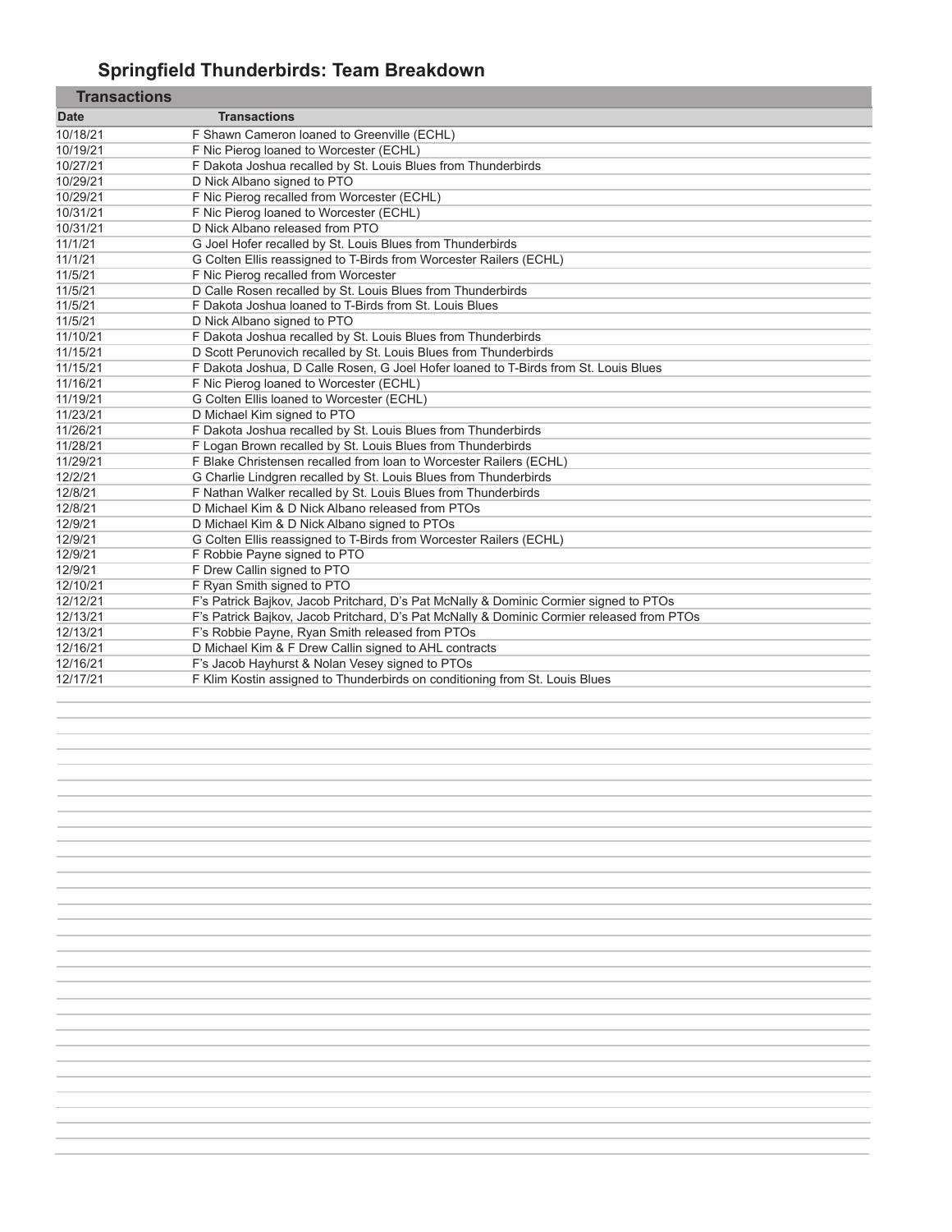# Springfield Thunderbirds: Team Breakdown

## Transactions

| Date | Transactions |
|---|---|
| 10/18/21 | F Shawn Cameron loaned to Greenville (ECHL) |
| 10/19/21 | F Nic Pierog loaned to Worcester (ECHL) |
| 10/27/21 | F Dakota Joshua recalled by St. Louis Blues from Thunderbirds |
| 10/29/21 | D Nick Albano signed to PTO |
| 10/29/21 | F Nic Pierog recalled from Worcester (ECHL) |
| 10/31/21 | F Nic Pierog loaned to Worcester (ECHL) |
| 10/31/21 | D Nick Albano released from PTO |
| 11/1/21 | G Joel Hofer recalled by St. Louis Blues from Thunderbirds |
| 11/1/21 | G Colten Ellis reassigned to T-Birds from Worcester Railers (ECHL) |
| 11/5/21 | F Nic Pierog recalled from Worcester |
| 11/5/21 | D Calle Rosen recalled by St. Louis Blues from Thunderbirds |
| 11/5/21 | F Dakota Joshua loaned to T-Birds from St. Louis Blues |
| 11/5/21 | D Nick Albano signed to PTO |
| 11/10/21 | F Dakota Joshua recalled by St. Louis Blues from Thunderbirds |
| 11/15/21 | D Scott Perunovich recalled by St. Louis Blues from Thunderbirds |
| 11/15/21 | F Dakota Joshua, D Calle Rosen, G Joel Hofer loaned to T-Birds from St. Louis Blues |
| 11/16/21 | F Nic Pierog loaned to Worcester (ECHL) |
| 11/19/21 | G Colten Ellis loaned to Worcester (ECHL) |
| 11/23/21 | D Michael Kim signed to PTO |
| 11/26/21 | F Dakota Joshua recalled by St. Louis Blues from Thunderbirds |
| 11/28/21 | F Logan Brown recalled by St. Louis Blues from Thunderbirds |
| 11/29/21 | F Blake Christensen recalled from loan to Worcester Railers (ECHL) |
| 12/2/21 | G Charlie Lindgren recalled by St. Louis Blues from Thunderbirds |
| 12/8/21 | F Nathan Walker recalled by St. Louis Blues from Thunderbirds |
| 12/8/21 | D Michael Kim & D Nick Albano released from PTOs |
| 12/9/21 | D Michael Kim & D Nick Albano signed to PTOs |
| 12/9/21 | G Colten Ellis reassigned to T-Birds from Worcester Railers (ECHL) |
| 12/9/21 | F Robbie Payne signed to PTO |
| 12/9/21 | F Drew Callin signed to PTO |
| 12/10/21 | F Ryan Smith signed to PTO |
| 12/12/21 | F's Patrick Bajkov, Jacob Pritchard, D's Pat McNally & Dominic Cormier signed to PTOs |
| 12/13/21 | F's Patrick Bajkov, Jacob Pritchard, D's Pat McNally & Dominic Cormier released from PTOs |
| 12/13/21 | F's Robbie Payne, Ryan Smith released from PTOs |
| 12/16/21 | D Michael Kim & F Drew Callin signed to AHL contracts |
| 12/16/21 | F's Jacob Hayhurst & Nolan Vesey signed to PTOs |
| 12/17/21 | F Klim Kostin assigned to Thunderbirds on conditioning from St. Louis Blues |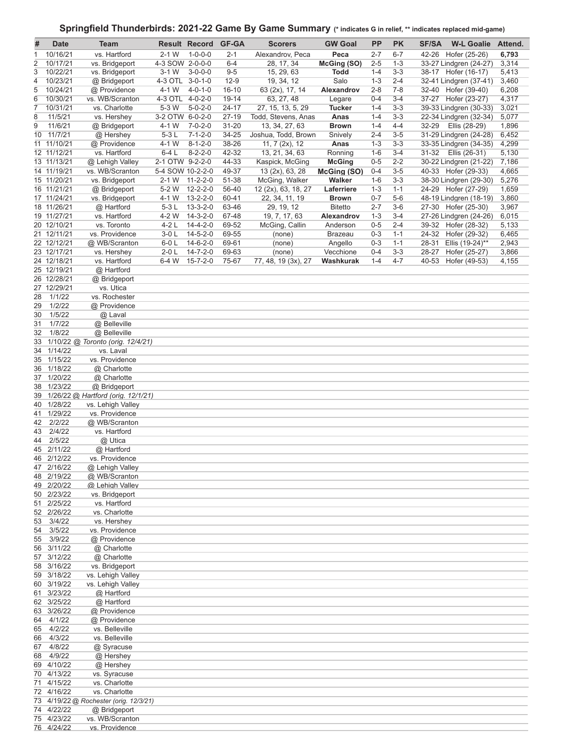## Springfield Thunderbirds: 2021-22 Game By Game Summary (* indicates G in relief, ** indicates replaced mid-game)

| # | Date | Team | Result | Record | GF-GA | Scorers | GW Goal | PP | PK | SF/SA | W-L Goalie | Attend. |
|---|---|---|---|---|---|---|---|---|---|---|---|---|
| 1 | 10/16/21 | vs. Hartford | 2-1 W | 1-0-0-0 | 2-1 | Alexandrov, Peca | **Peca** | 2-7 | 6-7 | 42-26 | Hofer (25-26) | **6,793** |
| 2 | 10/17/21 | vs. Bridgeport | 4-3 SOW | 2-0-0-0 | 6-4 | 28, 17, 34 | **McGing (SO)** | 2-5 | 1-3 | 33-27 | Lindgren (24-27) | 3,314 |
| 3 | 10/22/21 | vs. Bridgeport | 3-1 W | 3-0-0-0 | 9-5 | 15, 29, 63 | **Todd** | 1-4 | 3-3 | 38-17 | Hofer (16-17) | 5,413 |
| 4 | 10/23/21 | @ Bridgeport | 4-3 OTL | 3-0-1-0 | 12-9 | 19, 34, 12 | Salo | 1-3 | 2-4 | 32-41 | Lindgren (37-41) | 3,460 |
| 5 | 10/24/21 | @ Providence | 4-1 W | 4-0-1-0 | 16-10 | 63 (2x), 17, 14 | **Alexandrov** | 2-8 | 7-8 | 32-40 | Hofer (39-40) | 6,208 |
| 6 | 10/30/21 | vs. WB/Scranton | 4-3 OTL | 4-0-2-0 | 19-14 | 63, 27, 48 | Legare | 0-4 | 3-4 | 37-27 | Hofer (23-27) | 4,317 |
| 7 | 10/31/21 | vs. Charlotte | 5-3 W | 5-0-2-0 | 24-17 | 27, 15, 13, 5, 29 | **Tucker** | 1-4 | 3-3 | 39-33 | Lindgren (30-33) | 3,021 |
| 8 | 11/5/21 | vs. Hershey | 3-2 OTW | 6-0-2-0 | 27-19 | Todd, Stevens, Anas | **Anas** | 1-4 | 3-3 | 22-34 | Lindgren (32-34) | 5,077 |
| 9 | 11/6/21 | @ Bridgeport | 4-1 W | 7-0-2-0 | 31-20 | 13, 34, 27, 63 | **Brown** | 1-4 | 4-4 | 32-29 | Ellis (28-29) | 1,896 |
| 10 | 11/7/21 | @ Hershey | 5-3 L | 7-1-2-0 | 34-25 | Joshua, Todd, Brown | Snively | 2-4 | 3-5 | 31-29 | Lindgren (24-28) | 6,452 |
| 11 | 11/10/21 | @ Providence | 4-1 W | 8-1-2-0 | 38-26 | 11, 7 (2x), 12 | **Anas** | 1-3 | 3-3 | 33-35 | Lindgren (34-35) | 4,299 |
| 12 | 11/12/21 | vs. Hartford | 6-4 L | 8-2-2-0 | 42-32 | 13, 21, 34, 63 | Ronning | 1-6 | 3-4 | 31-32 | Ellis (26-31) | 5,130 |
| 13 | 11/13/21 | @ Lehigh Valley | 2-1 OTW | 9-2-2-0 | 44-33 | Kaspick, McGing | **McGing** | 0-5 | 2-2 | 30-22 | Lindgren (21-22) | 7,186 |
| 14 | 11/19/21 | vs. WB/Scranton | 5-4 SOW | 10-2-2-0 | 49-37 | 13 (2x), 63, 28 | **McGing (SO)** | 0-4 | 3-5 | 40-33 | Hofer (29-33) | 4,665 |
| 15 | 11/20/21 | vs. Bridgeport | 2-1 W | 11-2-2-0 | 51-38 | McGing, Walker | **Walker** | 1-6 | 3-3 | 38-30 | Lindgren (29-30) | 5,276 |
| 16 | 11/21/21 | @ Bridgeport | 5-2 W | 12-2-2-0 | 56-40 | 12 (2x), 63, 18, 27 | **Laferriere** | 1-3 | 1-1 | 24-29 | Hofer (27-29) | 1,659 |
| 17 | 11/24/21 | vs. Bridgeport | 4-1 W | 13-2-2-0 | 60-41 | 22, 34, 11, 19 | **Brown** | 0-7 | 5-6 | 48-19 | Lindgren (18-19) | 3,860 |
| 18 | 11/26/21 | @ Hartford | 5-3 L | 13-3-2-0 | 63-46 | 29, 19, 12 | Bitetto | 2-7 | 3-6 | 27-30 | Hofer (25-30) | 3,967 |
| 19 | 11/27/21 | vs. Hartford | 4-2 W | 14-3-2-0 | 67-48 | 19, 7, 17, 63 | **Alexandrov** | 1-3 | 3-4 | 27-26 | Lindgren (24-26) | 6,015 |
| 20 | 12/10/21 | vs. Toronto | 4-2 L | 14-4-2-0 | 69-52 | McGing, Callin | Anderson | 0-5 | 2-4 | 39-32 | Hofer (28-32) | 5,133 |
| 21 | 12/11/21 | vs. Providence | 3-0 L | 14-5-2-0 | 69-55 | (none) | Brazeau | 0-3 | 1-1 | 24-32 | Hofer (29-32) | 6,465 |
| 22 | 12/12/21 | @ WB/Scranton | 6-0 L | 14-6-2-0 | 69-61 | (none) | Angello | 0-3 | 1-1 | 28-31 | Ellis (19-24)** | 2,943 |
| 23 | 12/17/21 | vs. Hershey | 2-0 L | 14-7-2-0 | 69-63 | (none) | Vecchione | 0-4 | 3-3 | 28-27 | Hofer (25-27) | 3,866 |
| 24 | 12/18/21 | vs. Hartford | 6-4 W | 15-7-2-0 | 75-67 | 77, 48, 19 (3x), 27 | **Washkurak** | 1-4 | 4-7 | 40-53 | Hofer (49-53) | 4,155 |
| 25 | 12/19/21 | @ Hartford | | | | | | | | | | |
| 26 | 12/28/21 | @ Bridgeport | | | | | | | | | | |
| 27 | 12/29/21 | vs. Utica | | | | | | | | | | |
| 28 | 1/1/22 | vs. Rochester | | | | | | | | | | |
| 29 | 1/2/22 | @ Providence | | | | | | | | | | |
| 30 | 1/5/22 | @ Laval | | | | | | | | | | |
| 31 | 1/7/22 | @ Belleville | | | | | | | | | | |
| 32 | 1/8/22 | @ Belleville | | | | | | | | | | |
| 33 | 1/10/22 | @ *Toronto (orig. 12/4/21)* | | | | | | | | | | |
| 34 | 1/14/22 | vs. Laval | | | | | | | | | | |
| 35 | 1/15/22 | vs. Providence | | | | | | | | | | |
| 36 | 1/18/22 | @ Charlotte | | | | | | | | | | |
| 37 | 1/20/22 | @ Charlotte | | | | | | | | | | |
| 38 | 1/23/22 | @ Bridgeport | | | | | | | | | | |
| 39 | 1/26/22 | @ *Hartford (orig. 12/1/21)* | | | | | | | | | | |
| 40 | 1/28/22 | vs. Lehigh Valley | | | | | | | | | | |
| 41 | 1/29/22 | vs. Providence | | | | | | | | | | |
| 42 | 2/2/22 | @ WB/Scranton | | | | | | | | | | |
| 43 | 2/4/22 | vs. Hartford | | | | | | | | | | |
| 44 | 2/5/22 | @ Utica | | | | | | | | | | |
| 45 | 2/11/22 | @ Hartford | | | | | | | | | | |
| 46 | 2/12/22 | vs. Providence | | | | | | | | | | |
| 47 | 2/16/22 | @ Lehigh Valley | | | | | | | | | | |
| 48 | 2/19/22 | @ WB/Scranton | | | | | | | | | | |
| 49 | 2/20/22 | @ Lehigh Valley | | | | | | | | | | |
| 50 | 2/23/22 | vs. Bridgeport | | | | | | | | | | |
| 51 | 2/25/22 | vs. Hartford | | | | | | | | | | |
| 52 | 2/26/22 | vs. Charlotte | | | | | | | | | | |
| 53 | 3/4/22 | vs. Hershey | | | | | | | | | | |
| 54 | 3/5/22 | vs. Providence | | | | | | | | | | |
| 55 | 3/9/22 | @ Providence | | | | | | | | | | |
| 56 | 3/11/22 | @ Charlotte | | | | | | | | | | |
| 57 | 3/12/22 | @ Charlotte | | | | | | | | | | |
| 58 | 3/16/22 | vs. Bridgeport | | | | | | | | | | |
| 59 | 3/18/22 | vs. Lehigh Valley | | | | | | | | | | |
| 60 | 3/19/22 | vs. Lehigh Valley | | | | | | | | | | |
| 61 | 3/23/22 | @ Hartford | | | | | | | | | | |
| 62 | 3/25/22 | @ Hartford | | | | | | | | | | |
| 63 | 3/26/22 | @ Providence | | | | | | | | | | |
| 64 | 4/1/22 | @ Providence | | | | | | | | | | |
| 65 | 4/2/22 | vs. Belleville | | | | | | | | | | |
| 66 | 4/3/22 | vs. Belleville | | | | | | | | | | |
| 67 | 4/8/22 | @ Syracuse | | | | | | | | | | |
| 68 | 4/9/22 | @ Hershey | | | | | | | | | | |
| 69 | 4/10/22 | @ Hershey | | | | | | | | | | |
| 70 | 4/13/22 | vs. Syracuse | | | | | | | | | | |
| 71 | 4/15/22 | vs. Charlotte | | | | | | | | | | |
| 72 | 4/16/22 | vs. Charlotte | | | | | | | | | | |
| 73 | 4/19/22 | @ *Rochester (orig. 12/3/21)* | | | | | | | | | | |
| 74 | 4/22/22 | @ Bridgeport | | | | | | | | | | |
| 75 | 4/23/22 | vs. WB/Scranton | | | | | | | | | | |
| 76 | 4/24/22 | vs. Providence | | | | | | | | | | |